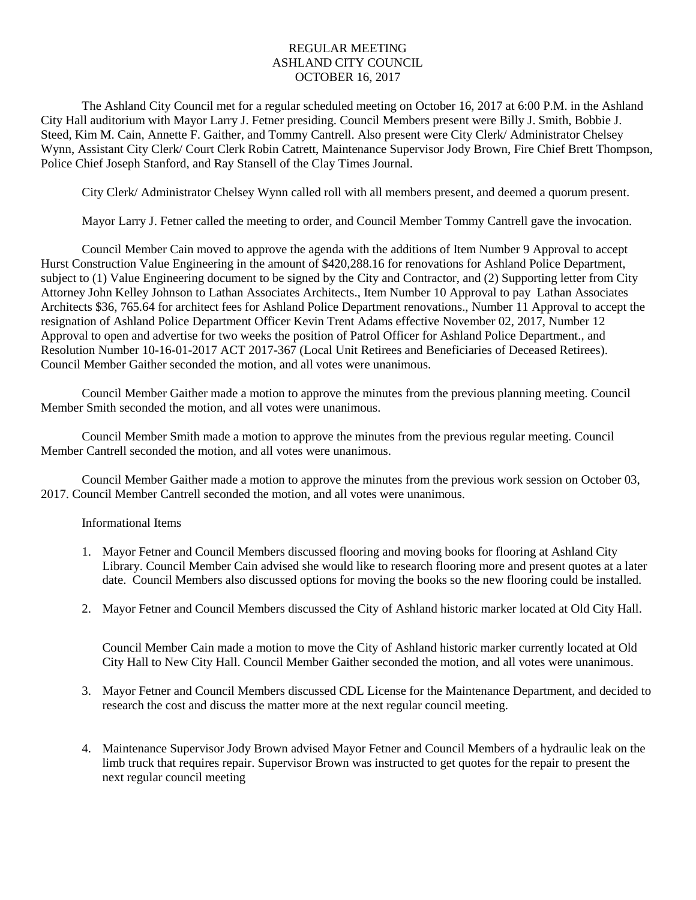# REGULAR MEETING
# ASHLAND CITY COUNCIL
# OCTOBER 16, 2017

The Ashland City Council met for a regular scheduled meeting on October 16, 2017 at 6:00 P.M. in the Ashland City Hall auditorium with Mayor Larry J. Fetner presiding. Council Members present were Billy J. Smith, Bobbie J. Steed, Kim M. Cain, Annette F. Gaither, and Tommy Cantrell. Also present were City Clerk/ Administrator Chelsey Wynn, Assistant City Clerk/ Court Clerk Robin Catrett, Maintenance Supervisor Jody Brown, Fire Chief Brett Thompson, Police Chief Joseph Stanford, and Ray Stansell of the Clay Times Journal.

City Clerk/ Administrator Chelsey Wynn called roll with all members present, and deemed a quorum present.

Mayor Larry J. Fetner called the meeting to order, and Council Member Tommy Cantrell gave the invocation.

Council Member Cain moved to approve the agenda with the additions of Item Number 9 Approval to accept Hurst Construction Value Engineering in the amount of $420,288.16 for renovations for Ashland Police Department, subject to (1) Value Engineering document to be signed by the City and Contractor, and (2) Supporting letter from City Attorney John Kelley Johnson to Lathan Associates Architects., Item Number 10 Approval to pay Lathan Associates Architects $36, 765.64 for architect fees for Ashland Police Department renovations., Number 11 Approval to accept the resignation of Ashland Police Department Officer Kevin Trent Adams effective November 02, 2017, Number 12 Approval to open and advertise for two weeks the position of Patrol Officer for Ashland Police Department., and Resolution Number 10-16-01-2017 ACT 2017-367 (Local Unit Retirees and Beneficiaries of Deceased Retirees). Council Member Gaither seconded the motion, and all votes were unanimous.

Council Member Gaither made a motion to approve the minutes from the previous planning meeting. Council Member Smith seconded the motion, and all votes were unanimous.

Council Member Smith made a motion to approve the minutes from the previous regular meeting. Council Member Cantrell seconded the motion, and all votes were unanimous.

Council Member Gaither made a motion to approve the minutes from the previous work session on October 03, 2017. Council Member Cantrell seconded the motion, and all votes were unanimous.

Informational Items

1. Mayor Fetner and Council Members discussed flooring and moving books for flooring at Ashland City Library. Council Member Cain advised she would like to research flooring more and present quotes at a later date. Council Members also discussed options for moving the books so the new flooring could be installed.

2. Mayor Fetner and Council Members discussed the City of Ashland historic marker located at Old City Hall.

   Council Member Cain made a motion to move the City of Ashland historic marker currently located at Old City Hall to New City Hall. Council Member Gaither seconded the motion, and all votes were unanimous.

3. Mayor Fetner and Council Members discussed CDL License for the Maintenance Department, and decided to research the cost and discuss the matter more at the next regular council meeting.

4. Maintenance Supervisor Jody Brown advised Mayor Fetner and Council Members of a hydraulic leak on the limb truck that requires repair. Supervisor Brown was instructed to get quotes for the repair to present the next regular council meeting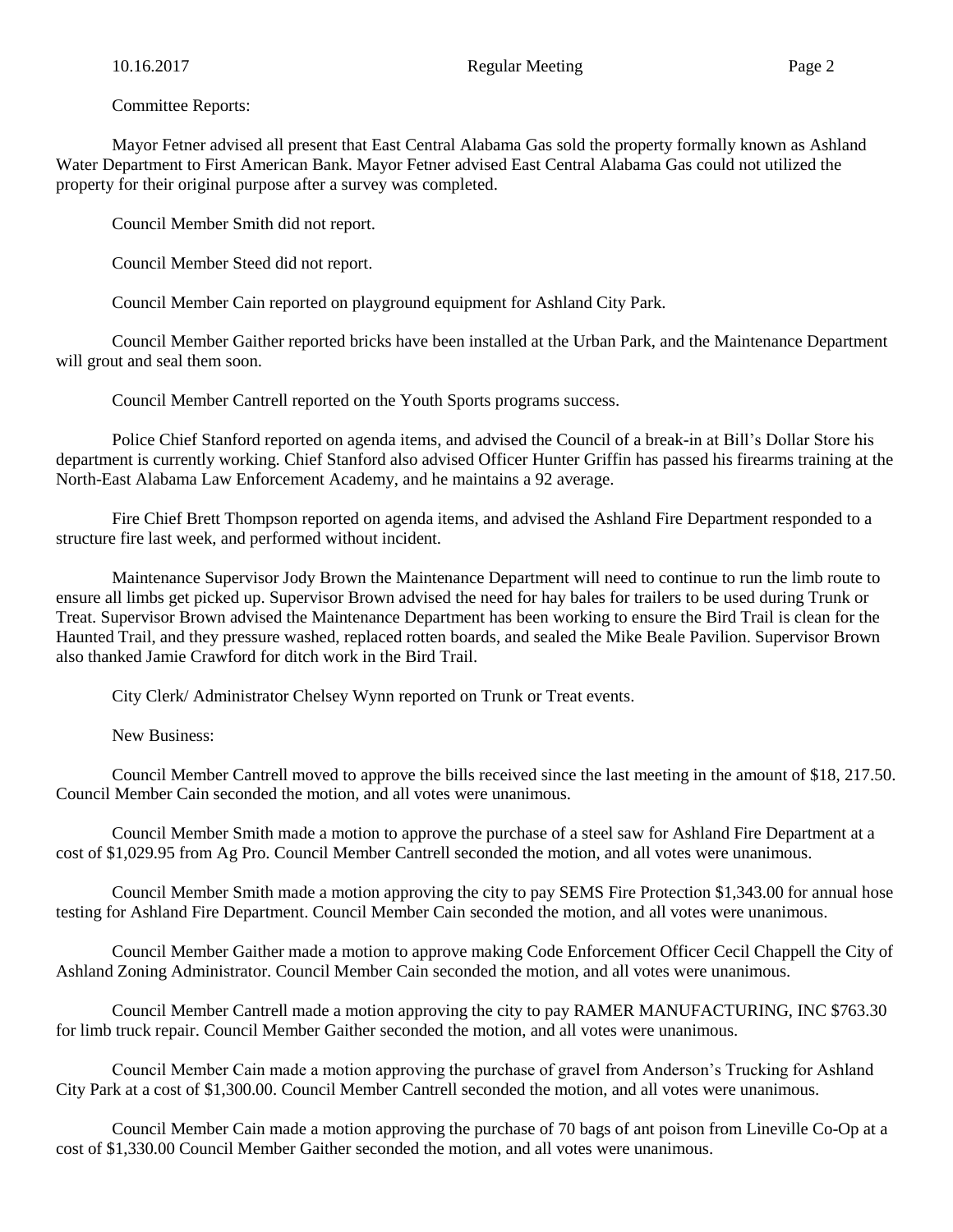Committee Reports:

Mayor Fetner advised all present that East Central Alabama Gas sold the property formally known as Ashland Water Department to First American Bank. Mayor Fetner advised East Central Alabama Gas could not utilized the property for their original purpose after a survey was completed.

Council Member Smith did not report.

Council Member Steed did not report.

Council Member Cain reported on playground equipment for Ashland City Park.

Council Member Gaither reported bricks have been installed at the Urban Park, and the Maintenance Department will grout and seal them soon.

Council Member Cantrell reported on the Youth Sports programs success.

Police Chief Stanford reported on agenda items, and advised the Council of a break-in at Bill's Dollar Store his department is currently working. Chief Stanford also advised Officer Hunter Griffin has passed his firearms training at the North-East Alabama Law Enforcement Academy, and he maintains a 92 average.

Fire Chief Brett Thompson reported on agenda items, and advised the Ashland Fire Department responded to a structure fire last week, and performed without incident.

Maintenance Supervisor Jody Brown the Maintenance Department will need to continue to run the limb route to ensure all limbs get picked up. Supervisor Brown advised the need for hay bales for trailers to be used during Trunk or Treat. Supervisor Brown advised the Maintenance Department has been working to ensure the Bird Trail is clean for the Haunted Trail, and they pressure washed, replaced rotten boards, and sealed the Mike Beale Pavilion. Supervisor Brown also thanked Jamie Crawford for ditch work in the Bird Trail.

City Clerk/ Administrator Chelsey Wynn reported on Trunk or Treat events.

New Business:

Council Member Cantrell moved to approve the bills received since the last meeting in the amount of $18, 217.50. Council Member Cain seconded the motion, and all votes were unanimous.

Council Member Smith made a motion to approve the purchase of a steel saw for Ashland Fire Department at a cost of $1,029.95 from Ag Pro. Council Member Cantrell seconded the motion, and all votes were unanimous.

Council Member Smith made a motion approving the city to pay SEMS Fire Protection $1,343.00 for annual hose testing for Ashland Fire Department. Council Member Cain seconded the motion, and all votes were unanimous.

Council Member Gaither made a motion to approve making Code Enforcement Officer Cecil Chappell the City of Ashland Zoning Administrator. Council Member Cain seconded the motion, and all votes were unanimous.

Council Member Cantrell made a motion approving the city to pay RAMER MANUFACTURING, INC $763.30 for limb truck repair. Council Member Gaither seconded the motion, and all votes were unanimous.

Council Member Cain made a motion approving the purchase of gravel from Anderson's Trucking for Ashland City Park at a cost of $1,300.00. Council Member Cantrell seconded the motion, and all votes were unanimous.

Council Member Cain made a motion approving the purchase of 70 bags of ant poison from Lineville Co-Op at a cost of $1,330.00 Council Member Gaither seconded the motion, and all votes were unanimous.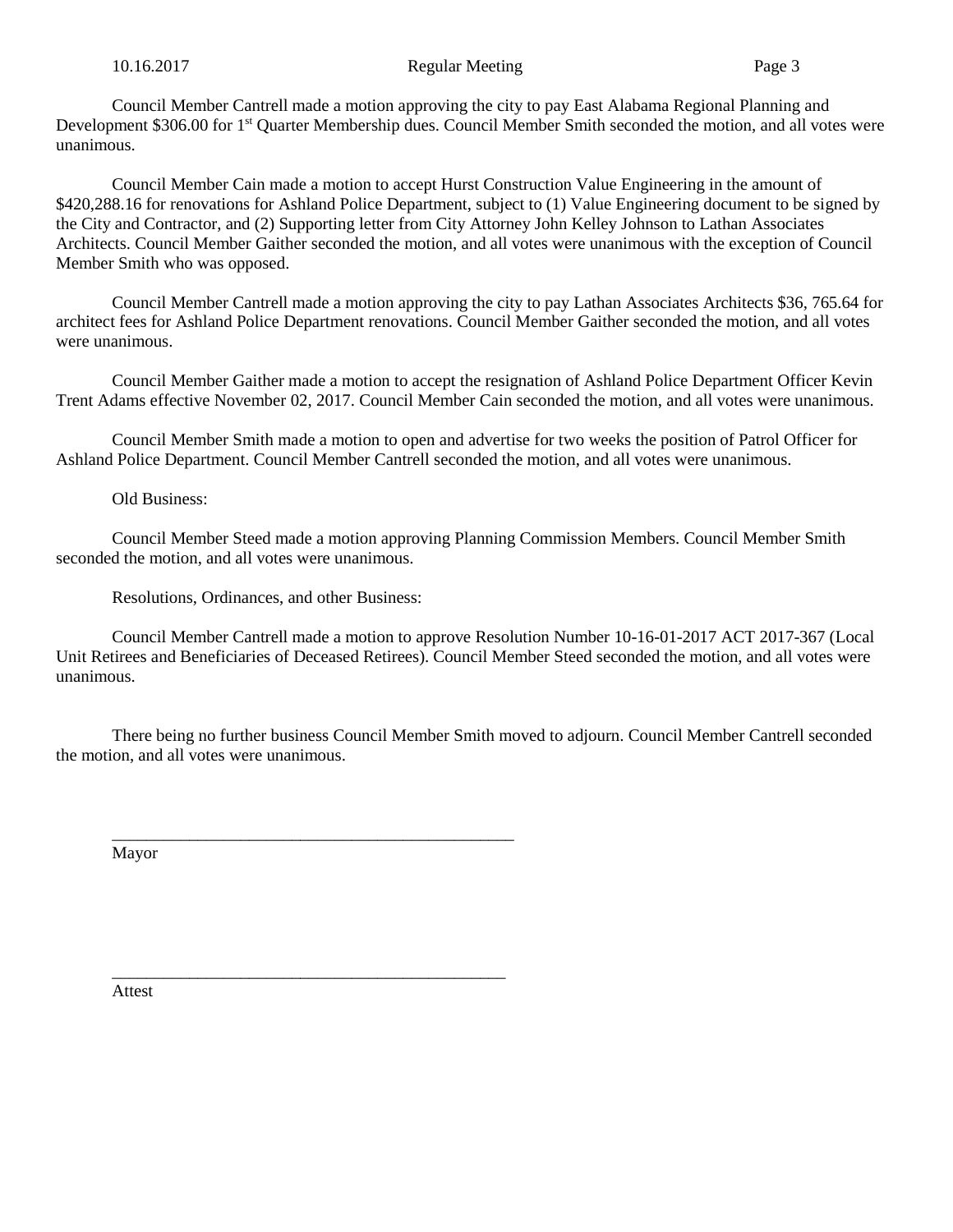Council Member Cantrell made a motion approving the city to pay East Alabama Regional Planning and Development $306.00 for 1st Quarter Membership dues. Council Member Smith seconded the motion, and all votes were unanimous.

Council Member Cain made a motion to accept Hurst Construction Value Engineering in the amount of $420,288.16 for renovations for Ashland Police Department, subject to (1) Value Engineering document to be signed by the City and Contractor, and (2) Supporting letter from City Attorney John Kelley Johnson to Lathan Associates Architects. Council Member Gaither seconded the motion, and all votes were unanimous with the exception of Council Member Smith who was opposed.

Council Member Cantrell made a motion approving the city to pay Lathan Associates Architects $36, 765.64 for architect fees for Ashland Police Department renovations. Council Member Gaither seconded the motion, and all votes were unanimous.

Council Member Gaither made a motion to accept the resignation of Ashland Police Department Officer Kevin Trent Adams effective November 02, 2017. Council Member Cain seconded the motion, and all votes were unanimous.

Council Member Smith made a motion to open and advertise for two weeks the position of Patrol Officer for Ashland Police Department. Council Member Cantrell seconded the motion, and all votes were unanimous.

Old Business:

Council Member Steed made a motion approving Planning Commission Members. Council Member Smith seconded the motion, and all votes were unanimous.

Resolutions, Ordinances, and other Business:

Council Member Cantrell made a motion to approve Resolution Number 10-16-01-2017 ACT 2017-367 (Local Unit Retirees and Beneficiaries of Deceased Retirees). Council Member Steed seconded the motion, and all votes were unanimous.

There being no further business Council Member Smith moved to adjourn. Council Member Cantrell seconded the motion, and all votes were unanimous.

_________________________________________________
Mayor

_________________________________________________
Attest